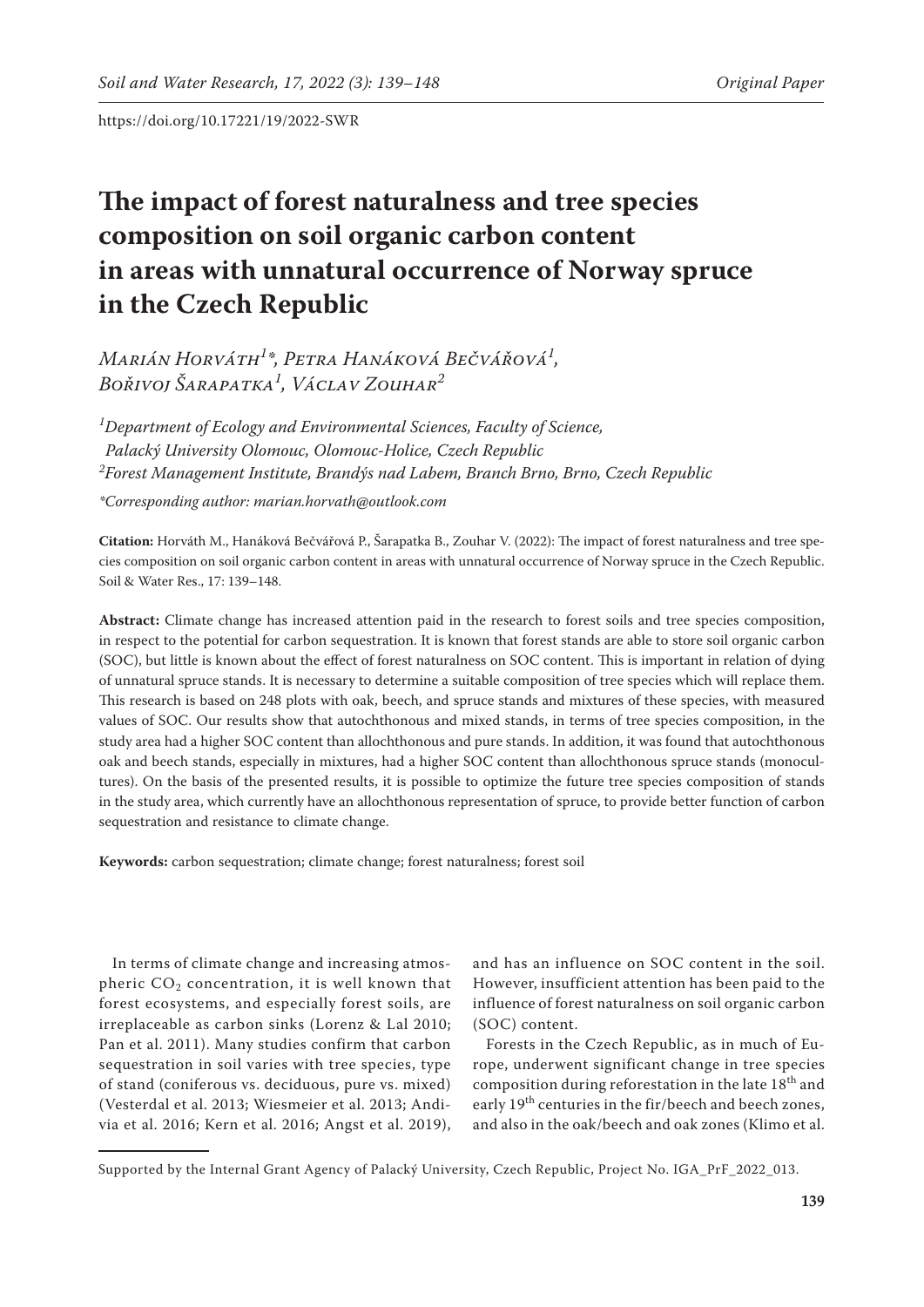https://doi.org/10.17221/19/2022-SWR

# The impact of forest naturalness and tree species composition on soil organic carbon content in areas with unnatural occurrence of Norway spruce in the Czech Republic

*Marián Horváth[1]\*, Petra Hanáková Bečvářová[1], Bořivoj Šarapatka[1], Václav Zouhar[2]*

[1]*Department of Ecology and Environmental Sciences, Faculty of Science, Palacký University Olomouc, Olomouc-Holice, Czech Republic*
[2]*Forest Management Institute, Brandýs nad Labem, Branch Brno, Brno, Czech Republic*

*\*Corresponding author: marian.horvath@outlook.com*

**Citation:** Horváth M., Hanáková Bečvářová P., Šarapatka B., Zouhar V. (2022): The impact of forest naturalness and tree species composition on soil organic carbon content in areas with unnatural occurrence of Norway spruce in the Czech Republic. Soil & Water Res., 17: 139–148.

**Abstract:** Climate change has increased attention paid in the research to forest soils and tree species composition, in respect to the potential for carbon sequestration. It is known that forest stands are able to store soil organic carbon (SOC), but little is known about the effect of forest naturalness on SOC content. This is important in relation of dying of unnatural spruce stands. It is necessary to determine a suitable composition of tree species which will replace them. This research is based on 248 plots with oak, beech, and spruce stands and mixtures of these species, with measured values of SOC. Our results show that autochthonous and mixed stands, in terms of tree species composition, in the study area had a higher SOC content than allochthonous and pure stands. In addition, it was found that autochthonous oak and beech stands, especially in mixtures, had a higher SOC content than allochthonous spruce stands (monocultures). On the basis of the presented results, it is possible to optimize the future tree species composition of stands in the study area, which currently have an allochthonous representation of spruce, to provide better function of carbon sequestration and resistance to climate change.

**Keywords:** carbon sequestration; climate change; forest naturalness; forest soil

In terms of climate change and increasing atmospheric $CO_2$ concentration, it is well known that forest ecosystems, and especially forest soils, are irreplaceable as carbon sinks (Lorenz & Lal 2010; Pan et al. 2011). Many studies confirm that carbon sequestration in soil varies with tree species, type of stand (coniferous vs. deciduous, pure vs. mixed) (Vesterdal et al. 2013; Wiesmeier et al. 2013; Andivia et al. 2016; Kern et al. 2016; Angst et al. 2019), and has an influence on SOC content in the soil. However, insufficient attention has been paid to the influence of forest naturalness on soil organic carbon (SOC) content.

Forests in the Czech Republic, as in much of Europe, underwent significant change in tree species composition during reforestation in the late 18th and early 19th centuries in the fir/beech and beech zones, and also in the oak/beech and oak zones (Klimo et al.

Supported by the Internal Grant Agency of Palacký University, Czech Republic, Project No. IGA_PrF_2022_013.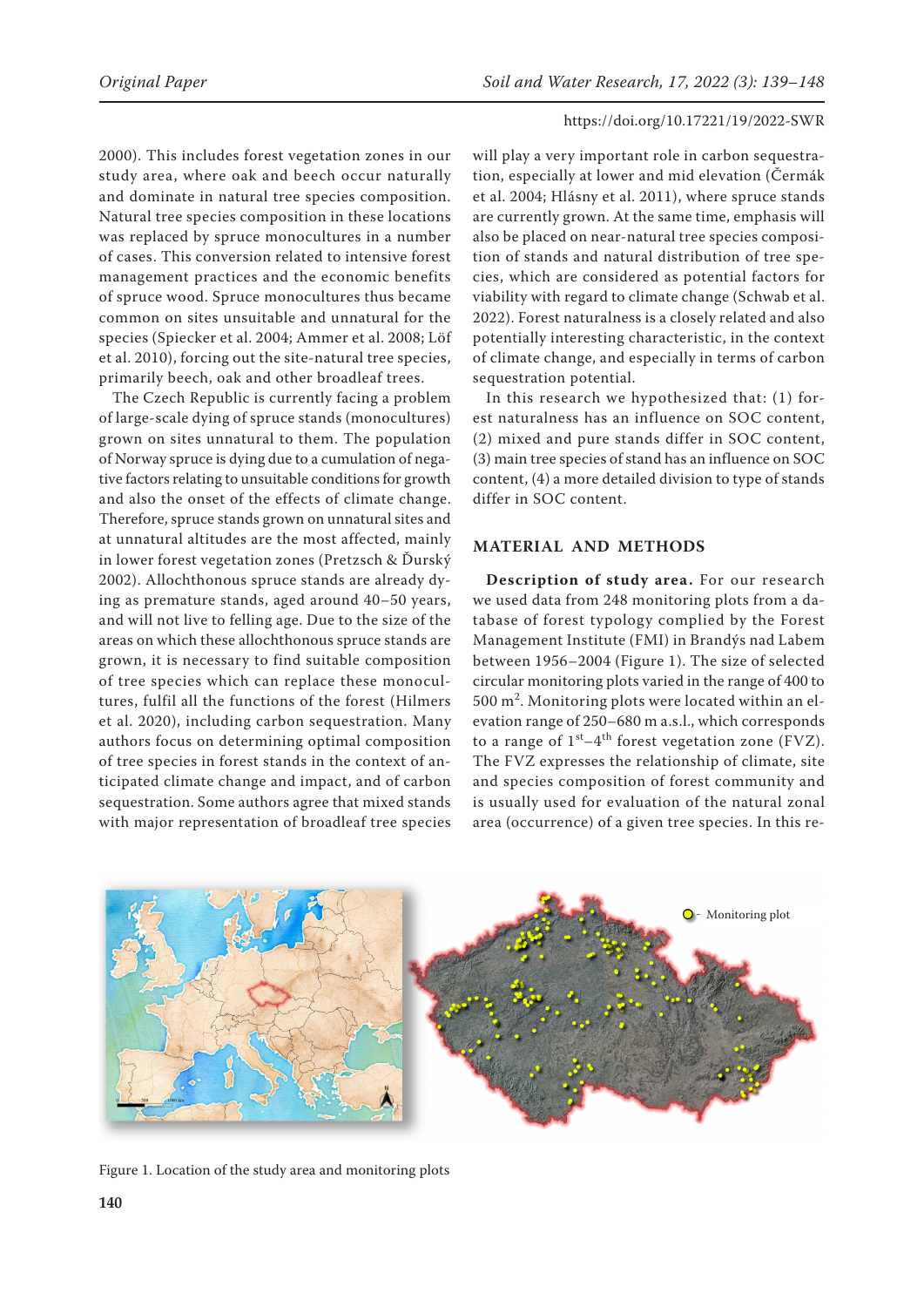2000). This includes forest vegetation zones in our study area, where oak and beech occur naturally and dominate in natural tree species composition. Natural tree species composition in these locations was replaced by spruce monocultures in a number of cases. This conversion related to intensive forest management practices and the economic benefits of spruce wood. Spruce monocultures thus became common on sites unsuitable and unnatural for the species (Spiecker et al. 2004; Ammer et al. 2008; Löf et al. 2010), forcing out the site-natural tree species, primarily beech, oak and other broadleaf trees.

The Czech Republic is currently facing a problem of large-scale dying of spruce stands (monocultures) grown on sites unnatural to them. The population of Norway spruce is dying due to a cumulation of negative factors relating to unsuitable conditions for growth and also the onset of the effects of climate change. Therefore, spruce stands grown on unnatural sites and at unnatural altitudes are the most affected, mainly in lower forest vegetation zones (Pretzsch & Ďurský 2002). Allochthonous spruce stands are already dying as premature stands, aged around 40–50 years, and will not live to felling age. Due to the size of the areas on which these allochthonous spruce stands are grown, it is necessary to find suitable composition of tree species which can replace these monocultures, fulfil all the functions of the forest (Hilmers et al. 2020), including carbon sequestration. Many authors focus on determining optimal composition of tree species in forest stands in the context of anticipated climate change and impact, and of carbon sequestration. Some authors agree that mixed stands with major representation of broadleaf tree species will play a very important role in carbon sequestration, especially at lower and mid elevation (Čermák et al. 2004; Hlásny et al. 2011), where spruce stands are currently grown. At the same time, emphasis will also be placed on near-natural tree species composition of stands and natural distribution of tree species, which are considered as potential factors for viability with regard to climate change (Schwab et al. 2022). Forest naturalness is a closely related and also potentially interesting characteristic, in the context of climate change, and especially in terms of carbon sequestration potential.

In this research we hypothesized that: (1) forest naturalness has an influence on SOC content, (2) mixed and pure stands differ in SOC content, (3) main tree species of stand has an influence on SOC content, (4) a more detailed division to type of stands differ in SOC content.

## MATERIAL AND METHODS

**Description of study area.** For our research we used data from 248 monitoring plots from a database of forest typology complied by the Forest Management Institute (FMI) in Brandýs nad Labem between 1956–2004 (Figure 1). The size of selected circular monitoring plots varied in the range of 400 to 500 $m^2$. Monitoring plots were located within an elevation range of 250–680 m a.s.l., which corresponds to a range of $1^{st}$–$4^{th}$ forest vegetation zone (FVZ). The FVZ expresses the relationship of climate, site and species composition of forest community and is usually used for evaluation of the natural zonal area (occurrence) of a given tree species. In this re-

Figure 1. Location of the study area and monitoring plots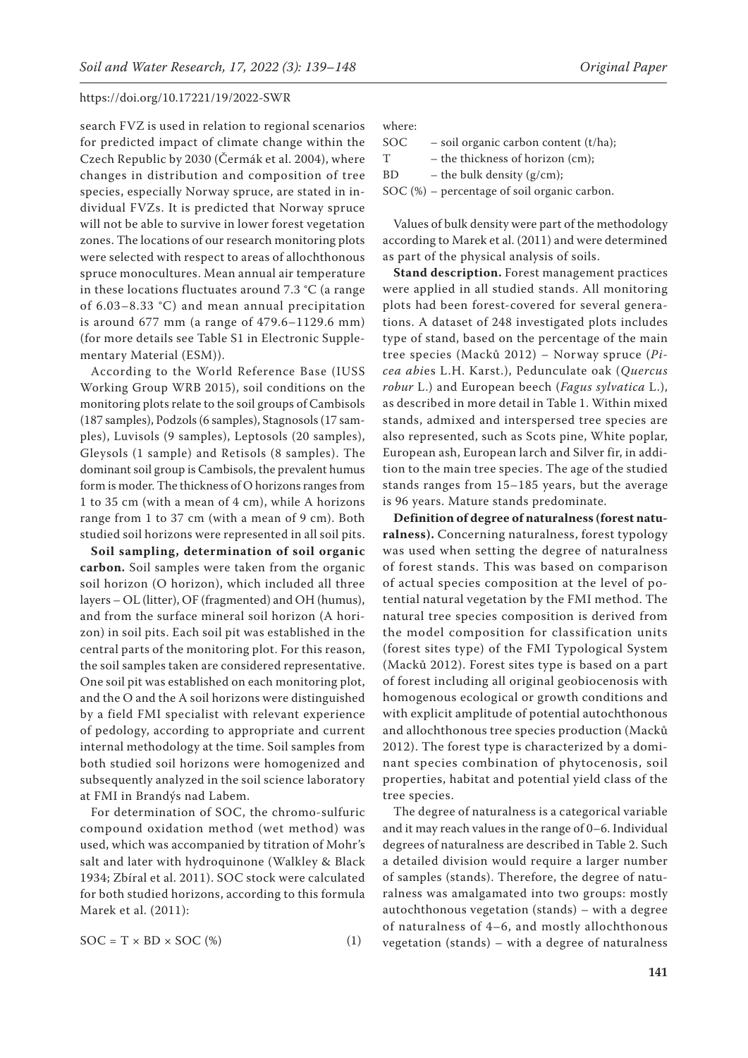search FVZ is used in relation to regional scenarios for predicted impact of climate change within the Czech Republic by 2030 (Čermák et al. 2004), where changes in distribution and composition of tree species, especially Norway spruce, are stated in individual FVZs. It is predicted that Norway spruce will not be able to survive in lower forest vegetation zones. The locations of our research monitoring plots were selected with respect to areas of allochthonous spruce monocultures. Mean annual air temperature in these locations fluctuates around 7.3 °C (a range of 6.03–8.33 °C) and mean annual precipitation is around 677 mm (a range of 479.6–1129.6 mm) (for more details see Table S1 in Electronic Supplementary Material (ESM)).

According to the World Reference Base (IUSS Working Group WRB 2015), soil conditions on the monitoring plots relate to the soil groups of Cambisols (187 samples), Podzols (6 samples), Stagnosols (17 samples), Luvisols (9 samples), Leptosols (20 samples), Gleysols (1 sample) and Retisols (8 samples). The dominant soil group is Cambisols, the prevalent humus form is moder. The thickness of O horizons ranges from 1 to 35 cm (with a mean of 4 cm), while A horizons range from 1 to 37 cm (with a mean of 9 cm). Both studied soil horizons were represented in all soil pits.

**Soil sampling, determination of soil organic carbon.** Soil samples were taken from the organic soil horizon (O horizon), which included all three layers – OL (litter), OF (fragmented) and OH (humus), and from the surface mineral soil horizon (A horizon) in soil pits. Each soil pit was established in the central parts of the monitoring plot. For this reason, the soil samples taken are considered representative. One soil pit was established on each monitoring plot, and the O and the A soil horizons were distinguished by a field FMI specialist with relevant experience of pedology, according to appropriate and current internal methodology at the time. Soil samples from both studied soil horizons were homogenized and subsequently analyzed in the soil science laboratory at FMI in Brandýs nad Labem.

For determination of SOC, the chromo-sulfuric compound oxidation method (wet method) was used, which was accompanied by titration of Mohr's salt and later with hydroquinone (Walkley & Black 1934; Zbíral et al. 2011). SOC stock were calculated for both studied horizons, according to this formula Marek et al. (2011):

$$\text{SOC} = \text{T} \times \text{BD} \times \text{SOC (\%)} \tag{1}$$

where:

SOC – soil organic carbon content (t/ha);
T – the thickness of horizon (cm);
BD – the bulk density (g/cm);
SOC (%) – percentage of soil organic carbon.

Values of bulk density were part of the methodology according to Marek et al. (2011) and were determined as part of the physical analysis of soils.

**Stand description.** Forest management practices were applied in all studied stands. All monitoring plots had been forest-covered for several generations. A dataset of 248 investigated plots includes type of stand, based on the percentage of the main tree species (Macků 2012) – Norway spruce (*Picea abies* L.H. Karst.), Pedunculate oak (*Quercus robur* L.) and European beech (*Fagus sylvatica* L.), as described in more detail in Table 1. Within mixed stands, admixed and interspersed tree species are also represented, such as Scots pine, White poplar, European ash, European larch and Silver fir, in addition to the main tree species. The age of the studied stands ranges from 15–185 years, but the average is 96 years. Mature stands predominate.

**Definition of degree of naturalness (forest naturalness).** Concerning naturalness, forest typology was used when setting the degree of naturalness of forest stands. This was based on comparison of actual species composition at the level of potential natural vegetation by the FMI method. The natural tree species composition is derived from the model composition for classification units (forest sites type) of the FMI Typological System (Macků 2012). Forest sites type is based on a part of forest including all original geobiocenosis with homogenous ecological or growth conditions and with explicit amplitude of potential autochthonous and allochthonous tree species production (Macků 2012). The forest type is characterized by a dominant species combination of phytocenosis, soil properties, habitat and potential yield class of the tree species.

The degree of naturalness is a categorical variable and it may reach values in the range of 0–6. Individual degrees of naturalness are described in Table 2. Such a detailed division would require a larger number of samples (stands). Therefore, the degree of naturalness was amalgamated into two groups: mostly autochthonous vegetation (stands) – with a degree of naturalness of 4–6, and mostly allochthonous vegetation (stands) – with a degree of naturalness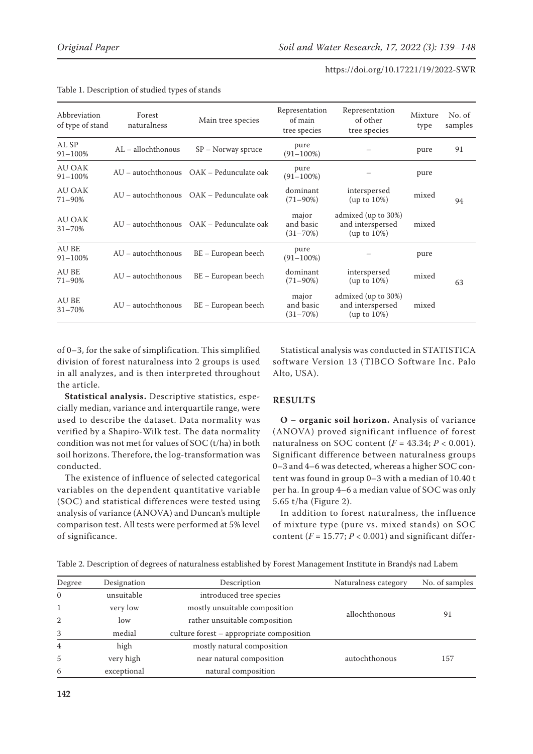Table 1. Description of studied types of stands

| Abbreviation of type of stand | Forest naturalness | Main tree species | Representation of main tree species | Representation of other tree species | Mixture type | No. of samples |
|---|---|---|---|---|---|---|
| AL SP 91–100% | AL – allochthonous | SP – Norway spruce | pure (91–100%) | – | pure | 91 |
| AU OAK 91–100% | AU – autochthonous | OAK – Pedunculate oak | pure (91–100%) | – | pure | 94 |
| AU OAK 71–90% | AU – autochthonous | OAK – Pedunculate oak | dominant (71–90%) | interspersed (up to 10%) | mixed | |
| AU OAK 31–70% | AU – autochthonous | OAK – Pedunculate oak | major and basic (31–70%) | admixed (up to 30%) and interspersed (up to 10%) | mixed | |
| AU BE 91–100% | AU – autochthonous | BE – European beech | pure (91–100%) | – | pure | 63 |
| AU BE 71–90% | AU – autochthonous | BE – European beech | dominant (71–90%) | interspersed (up to 10%) | mixed | |
| AU BE 31–70% | AU – autochthonous | BE – European beech | major and basic (31–70%) | admixed (up to 30%) and interspersed (up to 10%) | mixed | |

of 0–3, for the sake of simplification. This simplified division of forest naturalness into 2 groups is used in all analyzes, and is then interpreted throughout the article.

**Statistical analysis.** Descriptive statistics, especially median, variance and interquartile range, were used to describe the dataset. Data normality was verified by a Shapiro-Wilk test. The data normality condition was not met for values of SOC (t/ha) in both soil horizons. Therefore, the log-transformation was conducted.

The existence of influence of selected categorical variables on the dependent quantitative variable (SOC) and statistical differences were tested using analysis of variance (ANOVA) and Duncan's multiple comparison test. All tests were performed at 5% level of significance.

Statistical analysis was conducted in STATISTICA software Version 13 (TIBCO Software Inc. Palo Alto, USA).

## RESULTS

**O – organic soil horizon.** Analysis of variance (ANOVA) proved significant influence of forest naturalness on SOC content ($F = 43.34$; $P < 0.001$). Significant difference between naturalness groups 0–3 and 4–6 was detected, whereas a higher SOC content was found in group 0–3 with a median of 10.40 t per ha. In group 4–6 a median value of SOC was only 5.65 t/ha (Figure 2).

In addition to forest naturalness, the influence of mixture type (pure vs. mixed stands) on SOC content ($F = 15.77$; $P < 0.001$) and significant differ-

Table 2. Description of degrees of naturalness established by Forest Management Institute in Brandýs nad Labem

| Degree | Designation | Description | Naturalness category | No. of samples |
|---|---|---|---|---|
| 0 | unsuitable | introduced tree species | allochthonous | 91 |
| 1 | very low | mostly unsuitable composition | | |
| 2 | low | rather unsuitable composition | | |
| 3 | medial | culture forest – appropriate composition | | |
| 4 | high | mostly natural composition | autochthonous | 157 |
| 5 | very high | near natural composition | | |
| 6 | exceptional | natural composition | | |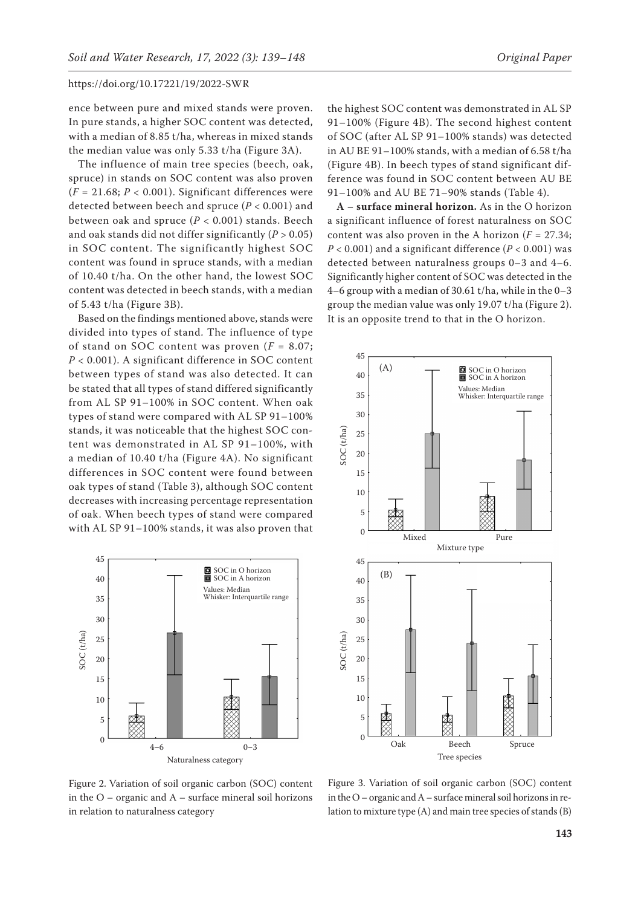ence between pure and mixed stands were proven. In pure stands, a higher SOC content was detected, with a median of 8.85 t/ha, whereas in mixed stands the median value was only 5.33 t/ha (Figure 3A).

The influence of main tree species (beech, oak, spruce) in stands on SOC content was also proven ($F = 21.68$; $P < 0.001$). Significant differences were detected between beech and spruce ($P < 0.001$) and between oak and spruce ($P < 0.001$) stands. Beech and oak stands did not differ significantly ($P > 0.05$) in SOC content. The significantly highest SOC content was found in spruce stands, with a median of 10.40 t/ha. On the other hand, the lowest SOC content was detected in beech stands, with a median of 5.43 t/ha (Figure 3B).

Based on the findings mentioned above, stands were divided into types of stand. The influence of type of stand on SOC content was proven ($F = 8.07$; $P < 0.001$). A significant difference in SOC content between types of stand was also detected. It can be stated that all types of stand differed significantly from AL SP 91–100% in SOC content. When oak types of stand were compared with AL SP 91–100% stands, it was noticeable that the highest SOC content was demonstrated in AL SP 91–100%, with a median of 10.40 t/ha (Figure 4A). No significant differences in SOC content were found between oak types of stand (Table 3), although SOC content decreases with increasing percentage representation of oak. When beech types of stand were compared with AL SP 91–100% stands, it was also proven that the highest SOC content was demonstrated in AL SP 91–100% (Figure 4B). The second highest content of SOC (after AL SP 91–100% stands) was detected in AU BE 91–100% stands, with a median of 6.58 t/ha (Figure 4B). In beech types of stand significant difference was found in SOC content between AU BE 91–100% and AU BE 71–90% stands (Table 4).

**A – surface mineral horizon.** As in the O horizon a significant influence of forest naturalness on SOC content was also proven in the A horizon ($F = 27.34$; $P < 0.001$) and a significant difference ($P < 0.001$) was detected between naturalness groups 0–3 and 4–6. Significantly higher content of SOC was detected in the 4–6 group with a median of 30.61 t/ha, while in the 0–3 group the median value was only 19.07 t/ha (Figure 2). It is an opposite trend to that in the O horizon.

Figure 2. Variation of soil organic carbon (SOC) content in the O – organic and A – surface mineral soil horizons in relation to naturalness category

Figure 3. Variation of soil organic carbon (SOC) content in the O – organic and A – surface mineral soil horizons in relation to mixture type (A) and main tree species of stands (B)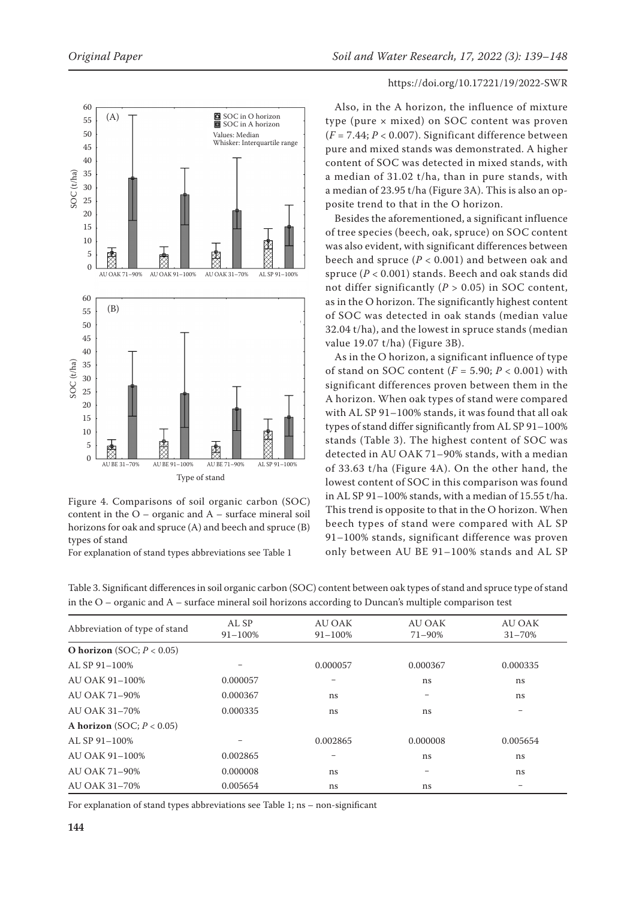Also, in the A horizon, the influence of mixture type (pure × mixed) on SOC content was proven ($F = 7.44$; $P < 0.007$). Significant difference between pure and mixed stands was demonstrated. A higher content of SOC was detected in mixed stands, with a median of 31.02 t/ha, than in pure stands, with a median of 23.95 t/ha (Figure 3A). This is also an opposite trend to that in the O horizon.

Besides the aforementioned, a significant influence of tree species (beech, oak, spruce) on SOC content was also evident, with significant differences between beech and spruce ($P < 0.001$) and between oak and spruce ($P < 0.001$) stands. Beech and oak stands did not differ significantly ($P > 0.05$) in SOC content, as in the O horizon. The significantly highest content of SOC was detected in oak stands (median value 32.04 t/ha), and the lowest in spruce stands (median value 19.07 t/ha) (Figure 3B).

As in the O horizon, a significant influence of type of stand on SOC content ($F = 5.90$; $P < 0.001$) with significant differences proven between them in the A horizon. When oak types of stand were compared with AL SP 91–100% stands, it was found that all oak types of stand differ significantly from AL SP 91–100% stands (Table 3). The highest content of SOC was detected in AU OAK 71–90% stands, with a median of 33.63 t/ha (Figure 4A). On the other hand, the lowest content of SOC in this comparison was found in AL SP 91–100% stands, with a median of 15.55 t/ha. This trend is opposite to that in the O horizon. When beech types of stand were compared with AL SP 91–100% stands, significant difference was proven only between AU BE 91–100% stands and AL SP

Figure 4. Comparisons of soil organic carbon (SOC) content in the O – organic and A – surface mineral soil horizons for oak and spruce (A) and beech and spruce (B) types of stand

For explanation of stand types abbreviations see Table 1

Table 3. Significant differences in soil organic carbon (SOC) content between oak types of stand and spruce type of stand in the O – organic and A – surface mineral soil horizons according to Duncan's multiple comparison test

| Abbreviation of type of stand | AL SP 91–100% | AU OAK 91–100% | AU OAK 71–90% | AU OAK 31–70% |
|---|---|---|---|---|
| **O horizon** (SOC; $P < 0.05$) | | | | |
| AL SP 91–100% | – | 0.000057 | 0.000367 | 0.000335 |
| AU OAK 91–100% | 0.000057 | – | ns | ns |
| AU OAK 71–90% | 0.000367 | ns | – | ns |
| AU OAK 31–70% | 0.000335 | ns | ns | – |
| **A horizon** (SOC; $P < 0.05$) | | | | |
| AL SP 91–100% | – | 0.002865 | 0.000008 | 0.005654 |
| AU OAK 91–100% | 0.002865 | – | ns | ns |
| AU OAK 71–90% | 0.000008 | ns | – | ns |
| AU OAK 31–70% | 0.005654 | ns | ns | – |

For explanation of stand types abbreviations see Table 1; ns – non-significant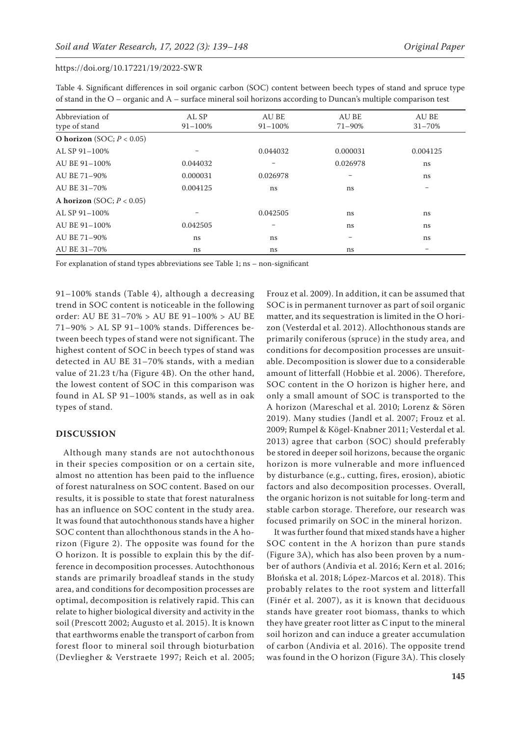Table 4. Significant differences in soil organic carbon (SOC) content between beech types of stand and spruce type of stand in the O – organic and A – surface mineral soil horizons according to Duncan's multiple comparison test

| Abbreviation of type of stand | AL SP 91–100% | AU BE 91–100% | AU BE 71–90% | AU BE 31–70% |
|---|---|---|---|---|
| **O horizon** (SOC; $P < 0.05$) | | | | |
| AL SP 91–100% | – | 0.044032 | 0.000031 | 0.004125 |
| AU BE 91–100% | 0.044032 | – | 0.026978 | ns |
| AU BE 71–90% | 0.000031 | 0.026978 | – | ns |
| AU BE 31–70% | 0.004125 | ns | ns | – |
| **A horizon** (SOC; $P < 0.05$) | | | | |
| AL SP 91–100% | – | 0.042505 | ns | ns |
| AU BE 91–100% | 0.042505 | – | ns | ns |
| AU BE 71–90% | ns | ns | – | ns |
| AU BE 31–70% | ns | ns | ns | – |

For explanation of stand types abbreviations see Table 1; ns – non-significant

91–100% stands (Table 4), although a decreasing trend in SOC content is noticeable in the following order: AU BE 31–70% > AU BE 91–100% > AU BE 71–90% > AL SP 91–100% stands. Differences between beech types of stand were not significant. The highest content of SOC in beech types of stand was detected in AU BE 31–70% stands, with a median value of 21.23 t/ha (Figure 4B). On the other hand, the lowest content of SOC in this comparison was found in AL SP 91–100% stands, as well as in oak types of stand.

## DISCUSSION

Although many stands are not autochthonous in their species composition or on a certain site, almost no attention has been paid to the influence of forest naturalness on SOC content. Based on our results, it is possible to state that forest naturalness has an influence on SOC content in the study area. It was found that autochthonous stands have a higher SOC content than allochthonous stands in the A horizon (Figure 2). The opposite was found for the O horizon. It is possible to explain this by the difference in decomposition processes. Autochthonous stands are primarily broadleaf stands in the study area, and conditions for decomposition processes are optimal, decomposition is relatively rapid. This can relate to higher biological diversity and activity in the soil (Prescott 2002; Augusto et al. 2015). It is known that earthworms enable the transport of carbon from forest floor to mineral soil through bioturbation (Devliegher & Verstraete 1997; Reich et al. 2005; Frouz et al. 2009). In addition, it can be assumed that SOC is in permanent turnover as part of soil organic matter, and its sequestration is limited in the O horizon (Vesterdal et al. 2012). Allochthonous stands are primarily coniferous (spruce) in the study area, and conditions for decomposition processes are unsuitable. Decomposition is slower due to a considerable amount of litterfall (Hobbie et al. 2006). Therefore, SOC content in the O horizon is higher here, and only a small amount of SOC is transported to the A horizon (Mareschal et al. 2010; Lorenz & Sören 2019). Many studies (Jandl et al. 2007; Frouz et al. 2009; Rumpel & Kögel-Knabner 2011; Vesterdal et al. 2013) agree that carbon (SOC) should preferably be stored in deeper soil horizons, because the organic horizon is more vulnerable and more influenced by disturbance (e.g., cutting, fires, erosion), abiotic factors and also decomposition processes. Overall, the organic horizon is not suitable for long-term and stable carbon storage. Therefore, our research was focused primarily on SOC in the mineral horizon.

It was further found that mixed stands have a higher SOC content in the A horizon than pure stands (Figure 3A), which has also been proven by a number of authors (Andivia et al. 2016; Kern et al. 2016; Błońska et al. 2018; López-Marcos et al. 2018). This probably relates to the root system and litterfall (Finér et al. 2007), as it is known that deciduous stands have greater root biomass, thanks to which they have greater root litter as C input to the mineral soil horizon and can induce a greater accumulation of carbon (Andivia et al. 2016). The opposite trend was found in the O horizon (Figure 3A). This closely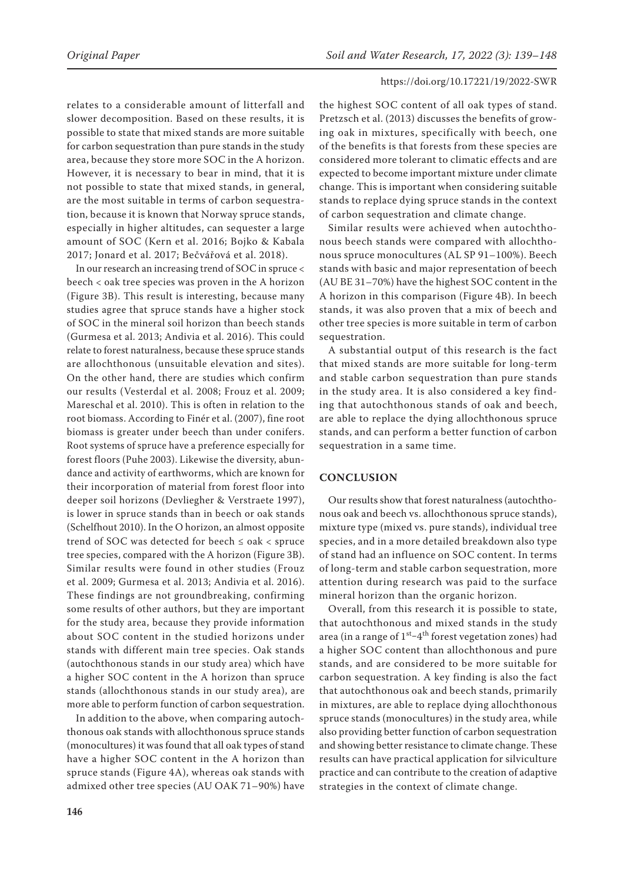relates to a considerable amount of litterfall and slower decomposition. Based on these results, it is possible to state that mixed stands are more suitable for carbon sequestration than pure stands in the study area, because they store more SOC in the A horizon. However, it is necessary to bear in mind, that it is not possible to state that mixed stands, in general, are the most suitable in terms of carbon sequestration, because it is known that Norway spruce stands, especially in higher altitudes, can sequester a large amount of SOC (Kern et al. 2016; Bojko & Kabala 2017; Jonard et al. 2017; Bečvářová et al. 2018).

In our research an increasing trend of SOC in spruce < beech < oak tree species was proven in the A horizon (Figure 3B). This result is interesting, because many studies agree that spruce stands have a higher stock of SOC in the mineral soil horizon than beech stands (Gurmesa et al. 2013; Andivia et al. 2016). This could relate to forest naturalness, because these spruce stands are allochthonous (unsuitable elevation and sites). On the other hand, there are studies which confirm our results (Vesterdal et al. 2008; Frouz et al. 2009; Mareschal et al. 2010). This is often in relation to the root biomass. According to Finér et al. (2007), fine root biomass is greater under beech than under conifers. Root systems of spruce have a preference especially for forest floors (Puhe 2003). Likewise the diversity, abundance and activity of earthworms, which are known for their incorporation of material from forest floor into deeper soil horizons (Devliegher & Verstraete 1997), is lower in spruce stands than in beech or oak stands (Schelfhout 2010). In the O horizon, an almost opposite trend of SOC was detected for beech ≤ oak < spruce tree species, compared with the A horizon (Figure 3B). Similar results were found in other studies (Frouz et al. 2009; Gurmesa et al. 2013; Andivia et al. 2016). These findings are not groundbreaking, confirming some results of other authors, but they are important for the study area, because they provide information about SOC content in the studied horizons under stands with different main tree species. Oak stands (autochthonous stands in our study area) which have a higher SOC content in the A horizon than spruce stands (allochthonous stands in our study area), are more able to perform function of carbon sequestration.

In addition to the above, when comparing autochthonous oak stands with allochthonous spruce stands (monocultures) it was found that all oak types of stand have a higher SOC content in the A horizon than spruce stands (Figure 4A), whereas oak stands with admixed other tree species (AU OAK 71–90%) have the highest SOC content of all oak types of stand. Pretzsch et al. (2013) discusses the benefits of growing oak in mixtures, specifically with beech, one of the benefits is that forests from these species are considered more tolerant to climatic effects and are expected to become important mixture under climate change. This is important when considering suitable stands to replace dying spruce stands in the context of carbon sequestration and climate change.

Similar results were achieved when autochthonous beech stands were compared with allochthonous spruce monocultures (AL SP 91–100%). Beech stands with basic and major representation of beech (AU BE 31–70%) have the highest SOC content in the A horizon in this comparison (Figure 4B). In beech stands, it was also proven that a mix of beech and other tree species is more suitable in term of carbon sequestration.

A substantial output of this research is the fact that mixed stands are more suitable for long-term and stable carbon sequestration than pure stands in the study area. It is also considered a key finding that autochthonous stands of oak and beech, are able to replace the dying allochthonous spruce stands, and can perform a better function of carbon sequestration in a same time.

## CONCLUSION

Our results show that forest naturalness (autochthonous oak and beech vs. allochthonous spruce stands), mixture type (mixed vs. pure stands), individual tree species, and in a more detailed breakdown also type of stand had an influence on SOC content. In terms of long-term and stable carbon sequestration, more attention during research was paid to the surface mineral horizon than the organic horizon.

Overall, from this research it is possible to state, that autochthonous and mixed stands in the study area (in a range of 1st–4th forest vegetation zones) had a higher SOC content than allochthonous and pure stands, and are considered to be more suitable for carbon sequestration. A key finding is also the fact that autochthonous oak and beech stands, primarily in mixtures, are able to replace dying allochthonous spruce stands (monocultures) in the study area, while also providing better function of carbon sequestration and showing better resistance to climate change. These results can have practical application for silviculture practice and can contribute to the creation of adaptive strategies in the context of climate change.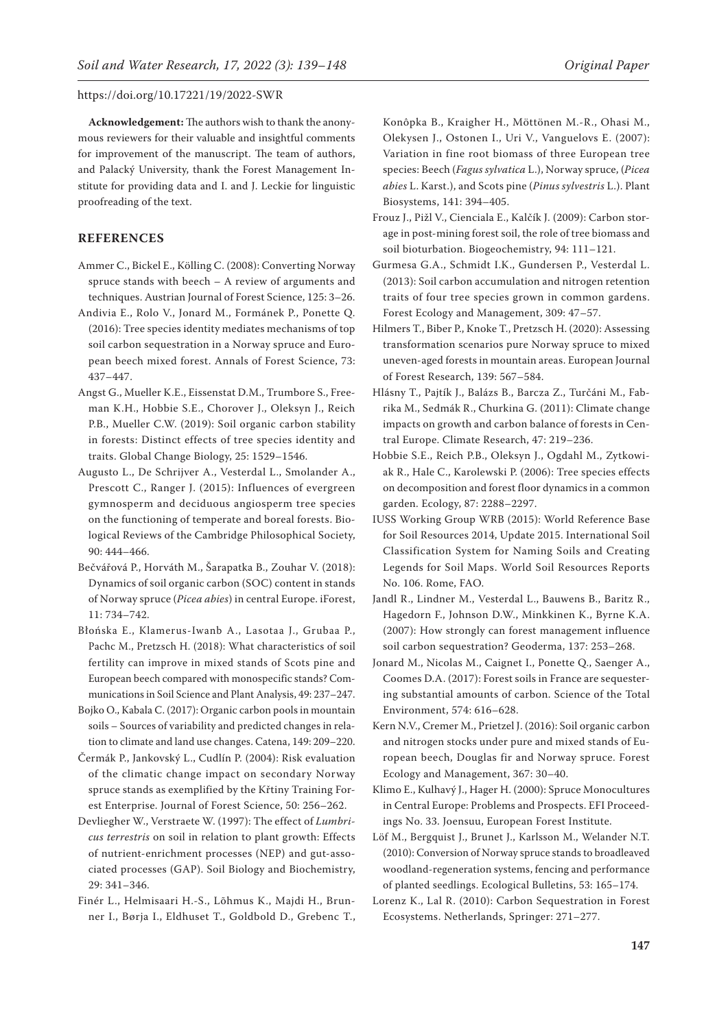**Acknowledgement:** The authors wish to thank the anonymous reviewers for their valuable and insightful comments for improvement of the manuscript. The team of authors, and Palacký University, thank the Forest Management Institute for providing data and I. and J. Leckie for linguistic proofreading of the text.

## REFERENCES

Ammer C., Bickel E., Kölling C. (2008): Converting Norway spruce stands with beech – A review of arguments and techniques. Austrian Journal of Forest Science, 125: 3–26.

Andivia E., Rolo V., Jonard M., Formánek P., Ponette Q. (2016): Tree species identity mediates mechanisms of top soil carbon sequestration in a Norway spruce and European beech mixed forest. Annals of Forest Science, 73: 437–447.

Angst G., Mueller K.E., Eissenstat D.M., Trumbore S., Freeman K.H., Hobbie S.E., Chorover J., Oleksyn J., Reich P.B., Mueller C.W. (2019): Soil organic carbon stability in forests: Distinct effects of tree species identity and traits. Global Change Biology, 25: 1529–1546.

Augusto L., De Schrijver A., Vesterdal L., Smolander A., Prescott C., Ranger J. (2015): Influences of evergreen gymnosperm and deciduous angiosperm tree species on the functioning of temperate and boreal forests. Biological Reviews of the Cambridge Philosophical Society, 90: 444–466.

Bečvářová P., Horváth M., Šarapatka B., Zouhar V. (2018): Dynamics of soil organic carbon (SOC) content in stands of Norway spruce (*Picea abies*) in central Europe. iForest, 11: 734–742.

Błońska E., Klamerus-Iwanb A., Lasotaa J., Grubaa P., Pachc M., Pretzsch H. (2018): What characteristics of soil fertility can improve in mixed stands of Scots pine and European beech compared with monospecific stands? Communications in Soil Science and Plant Analysis, 49: 237–247.

Bojko O., Kabala C. (2017): Organic carbon pools in mountain soils – Sources of variability and predicted changes in relation to climate and land use changes. Catena, 149: 209–220.

Čermák P., Jankovský L., Cudlín P. (2004): Risk evaluation of the climatic change impact on secondary Norway spruce stands as exemplified by the Křtiny Training Forest Enterprise. Journal of Forest Science, 50: 256–262.

Devliegher W., Verstraete W. (1997): The effect of *Lumbricus terrestris* on soil in relation to plant growth: Effects of nutrient-enrichment processes (NEP) and gut-associated processes (GAP). Soil Biology and Biochemistry, 29: 341–346.

Finér L., Helmisaari H.-S., Lõhmus K., Majdi H., Brunner I., Børja I., Eldhuset T., Goldbold D., Grebenc T., Konôpka B., Kraigher H., Möttönen M.-R., Ohasi M., Olekysen J., Ostonen I., Uri V., Vanguelovs E. (2007): Variation in fine root biomass of three European tree species: Beech (*Fagus sylvatica* L.), Norway spruce, (*Picea abies* L. Karst.), and Scots pine (*Pinus sylvestris* L.). Plant Biosystems, 141: 394–405.

Frouz J., Pižl V., Cienciala E., Kalčík J. (2009): Carbon storage in post-mining forest soil, the role of tree biomass and soil bioturbation. Biogeochemistry, 94: 111–121.

Gurmesa G.A., Schmidt I.K., Gundersen P., Vesterdal L. (2013): Soil carbon accumulation and nitrogen retention traits of four tree species grown in common gardens. Forest Ecology and Management, 309: 47–57.

Hilmers T., Biber P., Knoke T., Pretzsch H. (2020): Assessing transformation scenarios pure Norway spruce to mixed uneven-aged forests in mountain areas. European Journal of Forest Research, 139: 567–584.

Hlásny T., Pajtík J., Balázs B., Barcza Z., Turčáni M., Fabrika M., Sedmák R., Churkina G. (2011): Climate change impacts on growth and carbon balance of forests in Central Europe. Climate Research, 47: 219–236.

Hobbie S.E., Reich P.B., Oleksyn J., Ogdahl M., Zytkowiak R., Hale C., Karolewski P. (2006): Tree species effects on decomposition and forest floor dynamics in a common garden. Ecology, 87: 2288–2297.

IUSS Working Group WRB (2015): World Reference Base for Soil Resources 2014, Update 2015. International Soil Classification System for Naming Soils and Creating Legends for Soil Maps. World Soil Resources Reports No. 106. Rome, FAO.

Jandl R., Lindner M., Vesterdal L., Bauwens B., Baritz R., Hagedorn F., Johnson D.W., Minkkinen K., Byrne K.A. (2007): How strongly can forest management influence soil carbon sequestration? Geoderma, 137: 253–268.

Jonard M., Nicolas M., Caignet I., Ponette Q., Saenger A., Coomes D.A. (2017): Forest soils in France are sequestering substantial amounts of carbon. Science of the Total Environment, 574: 616–628.

Kern N.V., Cremer M., Prietzel J. (2016): Soil organic carbon and nitrogen stocks under pure and mixed stands of European beech, Douglas fir and Norway spruce. Forest Ecology and Management, 367: 30–40.

Klimo E., Kulhavý J., Hager H. (2000): Spruce Monocultures in Central Europe: Problems and Prospects. EFI Proceedings No. 33. Joensuu, European Forest Institute.

Löf M., Bergquist J., Brunet J., Karlsson M., Welander N.T. (2010): Conversion of Norway spruce stands to broadleaved woodland-regeneration systems, fencing and performance of planted seedlings. Ecological Bulletins, 53: 165–174.

Lorenz K., Lal R. (2010): Carbon Sequestration in Forest Ecosystems. Netherlands, Springer: 271–277.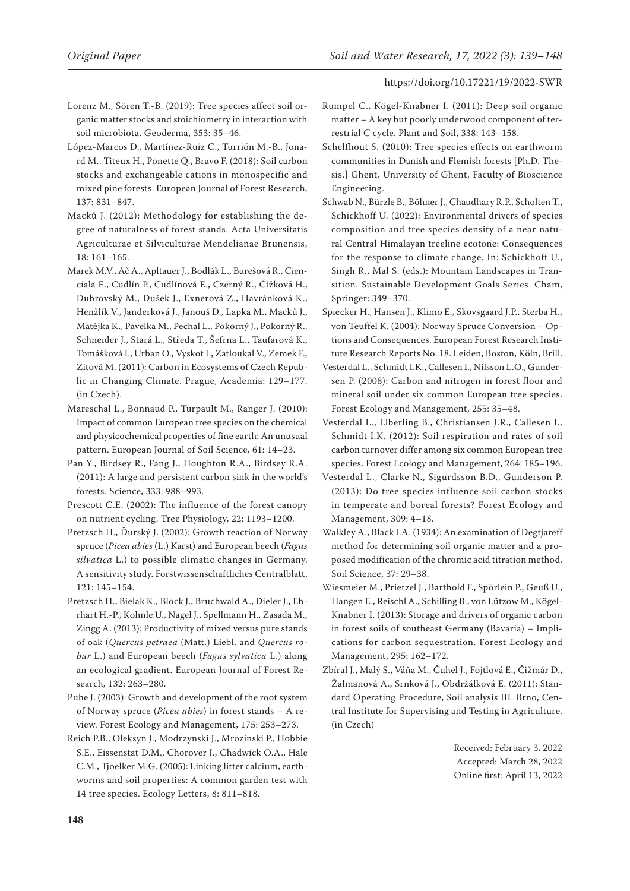Lorenz M., Sören T.-B. (2019): Tree species affect soil organic matter stocks and stoichiometry in interaction with soil microbiota. Geoderma, 353: 35–46.

López-Marcos D., Martínez-Ruiz C., Turrión M.-B., Jonard M., Titeux H., Ponette Q., Bravo F. (2018): Soil carbon stocks and exchangeable cations in monospecific and mixed pine forests. European Journal of Forest Research, 137: 831–847.

Macků J. (2012): Methodology for establishing the degree of naturalness of forest stands. Acta Universitatis Agriculturae et Silviculturae Mendelianae Brunensis, 18: 161–165.

Marek M.V., Ač A., Apltauer J., Bodlák L., Burešová R., Cienciala E., Cudlín P., Cudlínová E., Czerný R., Čížková H., Dubrovský M., Dušek J., Exnerová Z., Havránková K., Henžlík V., Janderková J., Janouš D., Lapka M., Macků J., Matějka K., Pavelka M., Pechal L., Pokorný J., Pokorný R., Schneider J., Stará L., Středa T., Šefrna L., Taufarová K., Tomášková I., Urban O., Vyskot I., Zatloukal V., Zemek F., Zitová M. (2011): Carbon in Ecosystems of Czech Republic in Changing Climate. Prague, Academia: 129–177. (in Czech).

Mareschal L., Bonnaud P., Turpault M., Ranger J. (2010): Impact of common European tree species on the chemical and physicochemical properties of fine earth: An unusual pattern. European Journal of Soil Science, 61: 14–23.

Pan Y., Birdsey R., Fang J., Houghton R.A., Birdsey R.A. (2011): A large and persistent carbon sink in the world's forests. Science, 333: 988–993.

Prescott C.E. (2002): The influence of the forest canopy on nutrient cycling. Tree Physiology, 22: 1193–1200.

Pretzsch H., Ďurský J. (2002): Growth reaction of Norway spruce (*Picea abies* (L.) Karst) and European beech (*Fagus silvatica* L.) to possible climatic changes in Germany. A sensitivity study. Forstwissenschaftliches Centralblatt, 121: 145–154.

Pretzsch H., Bielak K., Block J., Bruchwald A., Dieler J., Ehrhart H.-P., Kohnle U., Nagel J., Spellmann H., Zasada M., Zingg A. (2013): Productivity of mixed versus pure stands of oak (*Quercus petraea* (Matt.) Liebl. and *Quercus robur* L.) and European beech (*Fagus sylvatica* L.) along an ecological gradient. European Journal of Forest Research, 132: 263–280.

Puhe J. (2003): Growth and development of the root system of Norway spruce (*Picea abies*) in forest stands – A review. Forest Ecology and Management, 175: 253–273.

Reich P.B., Oleksyn J., Modrzynski J., Mrozinski P., Hobbie S.E., Eissenstat D.M., Chorover J., Chadwick O.A., Hale C.M., Tjoelker M.G. (2005): Linking litter calcium, earthworms and soil properties: A common garden test with 14 tree species. Ecology Letters, 8: 811–818.

Rumpel C., Kögel-Knabner I. (2011): Deep soil organic matter – A key but poorly underwood component of terrestrial C cycle. Plant and Soil, 338: 143–158.

Schelfhout S. (2010): Tree species effects on earthworm communities in Danish and Flemish forests [Ph.D. Thesis.] Ghent, University of Ghent, Faculty of Bioscience Engineering.

Schwab N., Bürzle B., Böhner J., Chaudhary R.P., Scholten T., Schickhoff U. (2022): Environmental drivers of species composition and tree species density of a near natural Central Himalayan treeline ecotone: Consequences for the response to climate change. In: Schickhoff U., Singh R., Mal S. (eds.): Mountain Landscapes in Transition. Sustainable Development Goals Series. Cham, Springer: 349–370.

Spiecker H., Hansen J., Klimo E., Skovsgaard J.P., Sterba H., von Teuffel K. (2004): Norway Spruce Conversion – Options and Consequences. European Forest Research Institute Research Reports No. 18. Leiden, Boston, Köln, Brill.

Vesterdal L., Schmidt I.K., Callesen I., Nilsson L.O., Gundersen P. (2008): Carbon and nitrogen in forest floor and mineral soil under six common European tree species. Forest Ecology and Management, 255: 35–48.

Vesterdal L., Elberling B., Christiansen J.R., Callesen I., Schmidt I.K. (2012): Soil respiration and rates of soil carbon turnover differ among six common European tree species. Forest Ecology and Management, 264: 185–196.

Vesterdal L., Clarke N., Sigurdsson B.D., Gunderson P. (2013): Do tree species influence soil carbon stocks in temperate and boreal forests? Forest Ecology and Management, 309: 4–18.

Walkley A., Black I.A. (1934): An examination of Degtjareff method for determining soil organic matter and a proposed modification of the chromic acid titration method. Soil Science, 37: 29–38.

Wiesmeier M., Prietzel J., Barthold F., Spörlein P., Geuß U., Hangen E., Reischl A., Schilling B., von Lützow M., Kögel-Knabner I. (2013): Storage and drivers of organic carbon in forest soils of southeast Germany (Bavaria) – Implications for carbon sequestration. Forest Ecology and Management, 295: 162–172.

Zbíral J., Malý S., Váňa M., Čuhel J., Fojtlová E., Čižmár D., Žalmanová A., Srnková J., Obdržálková E. (2011): Standard Operating Procedure, Soil analysis III. Brno, Central Institute for Supervising and Testing in Agriculture. (in Czech)

Received: February 3, 2022
Accepted: March 28, 2022
Online first: April 13, 2022